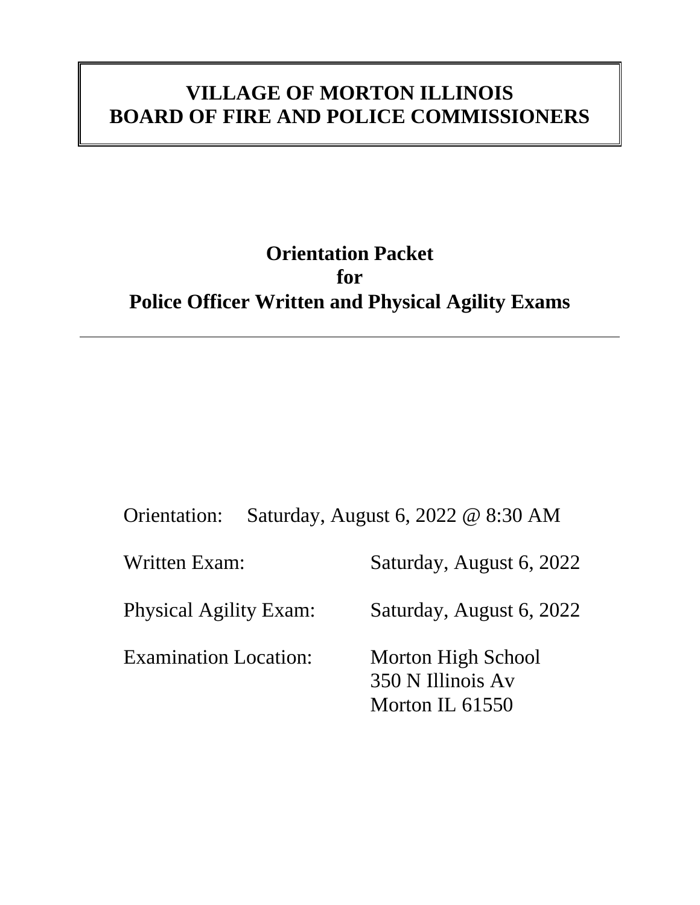# VILLAGE OF MORTON ILLINOIS
# BOARD OF FIRE AND POLICE COMMISSIONERS

## Orientation Packet
## for
## Police Officer Written and Physical Agility Exams

---

Orientation: Saturday, August 6, 2022 @ 8:30 AM

| | |
|---|---|
| Written Exam: | Saturday, August 6, 2022 |
| Physical Agility Exam: | Saturday, August 6, 2022 |
| Examination Location: | Morton High School<br>350 N Illinois Av<br>Morton IL 61550 |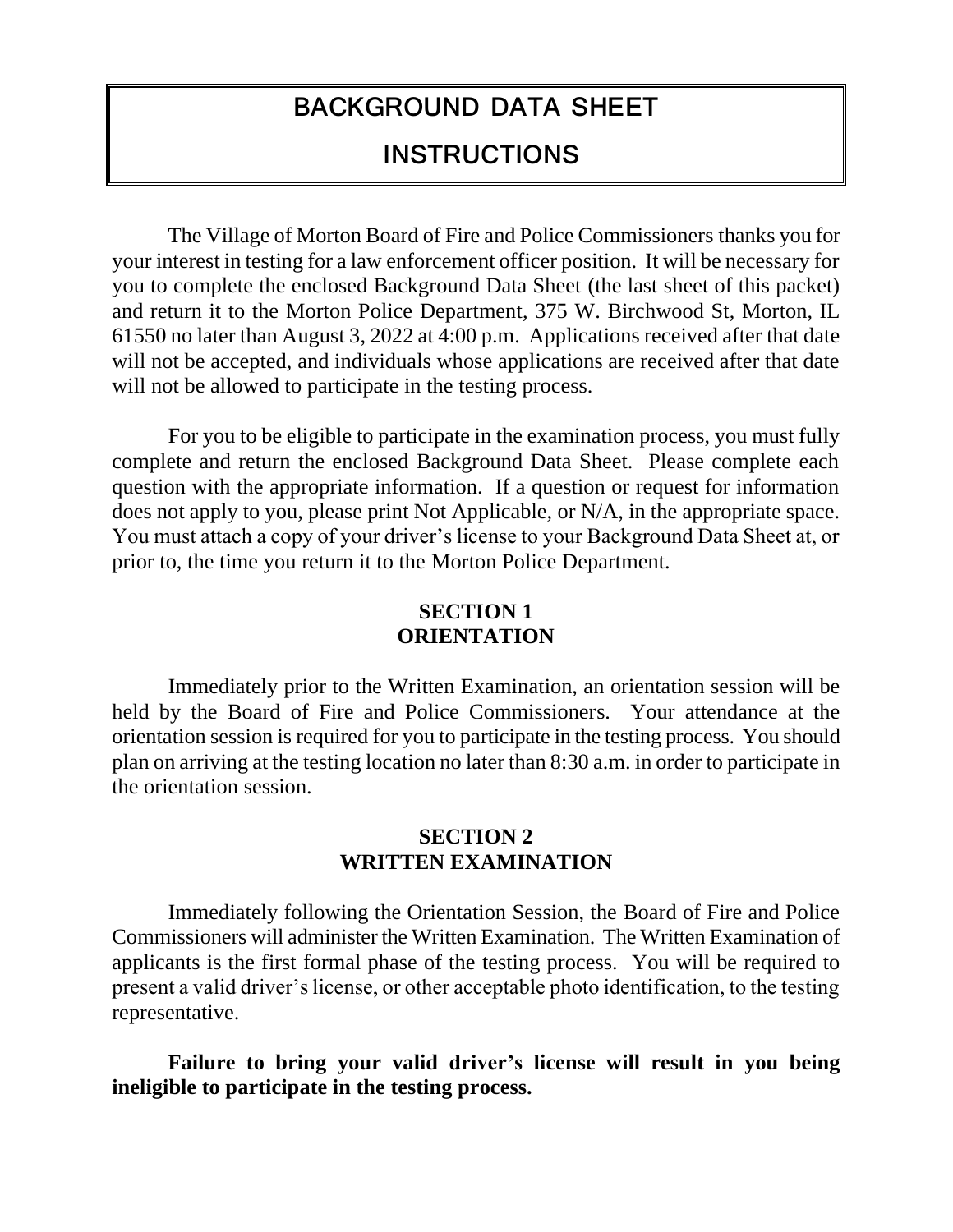# BACKGROUND DATA SHEET

# INSTRUCTIONS

The Village of Morton Board of Fire and Police Commissioners thanks you for your interest in testing for a law enforcement officer position. It will be necessary for you to complete the enclosed Background Data Sheet (the last sheet of this packet) and return it to the Morton Police Department, 375 W. Birchwood St, Morton, IL 61550 no later than August 3, 2022 at 4:00 p.m. Applications received after that date will not be accepted, and individuals whose applications are received after that date will not be allowed to participate in the testing process.

For you to be eligible to participate in the examination process, you must fully complete and return the enclosed Background Data Sheet. Please complete each question with the appropriate information. If a question or request for information does not apply to you, please print Not Applicable, or N/A, in the appropriate space. You must attach a copy of your driver's license to your Background Data Sheet at, or prior to, the time you return it to the Morton Police Department.

## SECTION 1
## ORIENTATION

Immediately prior to the Written Examination, an orientation session will be held by the Board of Fire and Police Commissioners. Your attendance at the orientation session is required for you to participate in the testing process. You should plan on arriving at the testing location no later than 8:30 a.m. in order to participate in the orientation session.

## SECTION 2
## WRITTEN EXAMINATION

Immediately following the Orientation Session, the Board of Fire and Police Commissioners will administer the Written Examination. The Written Examination of applicants is the first formal phase of the testing process. You will be required to present a valid driver's license, or other acceptable photo identification, to the testing representative.

**Failure to bring your valid driver's license will result in you being ineligible to participate in the testing process.**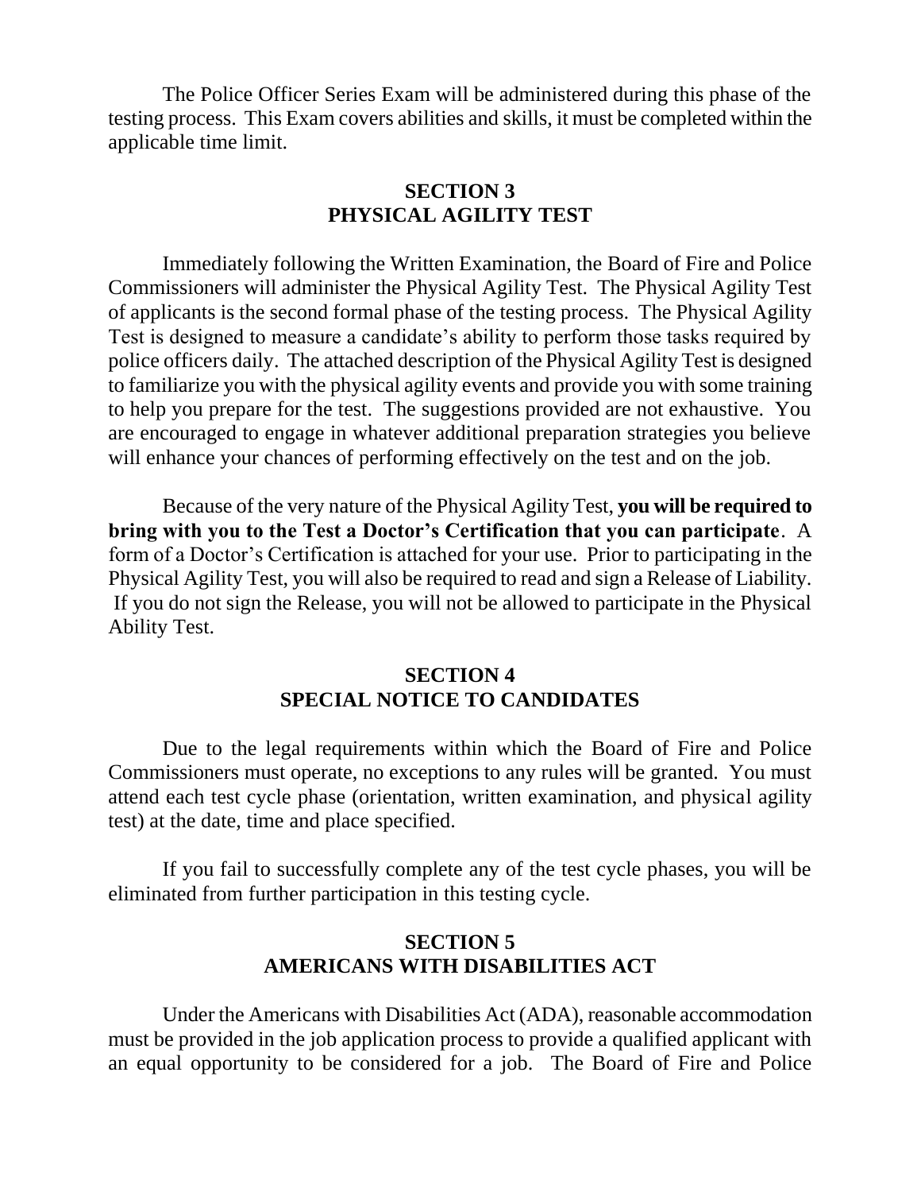The Police Officer Series Exam will be administered during this phase of the testing process. This Exam covers abilities and skills, it must be completed within the applicable time limit.

## SECTION 3
## PHYSICAL AGILITY TEST

Immediately following the Written Examination, the Board of Fire and Police Commissioners will administer the Physical Agility Test. The Physical Agility Test of applicants is the second formal phase of the testing process. The Physical Agility Test is designed to measure a candidate's ability to perform those tasks required by police officers daily. The attached description of the Physical Agility Test is designed to familiarize you with the physical agility events and provide you with some training to help you prepare for the test. The suggestions provided are not exhaustive. You are encouraged to engage in whatever additional preparation strategies you believe will enhance your chances of performing effectively on the test and on the job.

Because of the very nature of the Physical Agility Test, **you will be required to bring with you to the Test a Doctor's Certification that you can participate**. A form of a Doctor's Certification is attached for your use. Prior to participating in the Physical Agility Test, you will also be required to read and sign a Release of Liability. If you do not sign the Release, you will not be allowed to participate in the Physical Ability Test.

## SECTION 4
## SPECIAL NOTICE TO CANDIDATES

Due to the legal requirements within which the Board of Fire and Police Commissioners must operate, no exceptions to any rules will be granted. You must attend each test cycle phase (orientation, written examination, and physical agility test) at the date, time and place specified.

If you fail to successfully complete any of the test cycle phases, you will be eliminated from further participation in this testing cycle.

## SECTION 5
## AMERICANS WITH DISABILITIES ACT

Under the Americans with Disabilities Act (ADA), reasonable accommodation must be provided in the job application process to provide a qualified applicant with an equal opportunity to be considered for a job. The Board of Fire and Police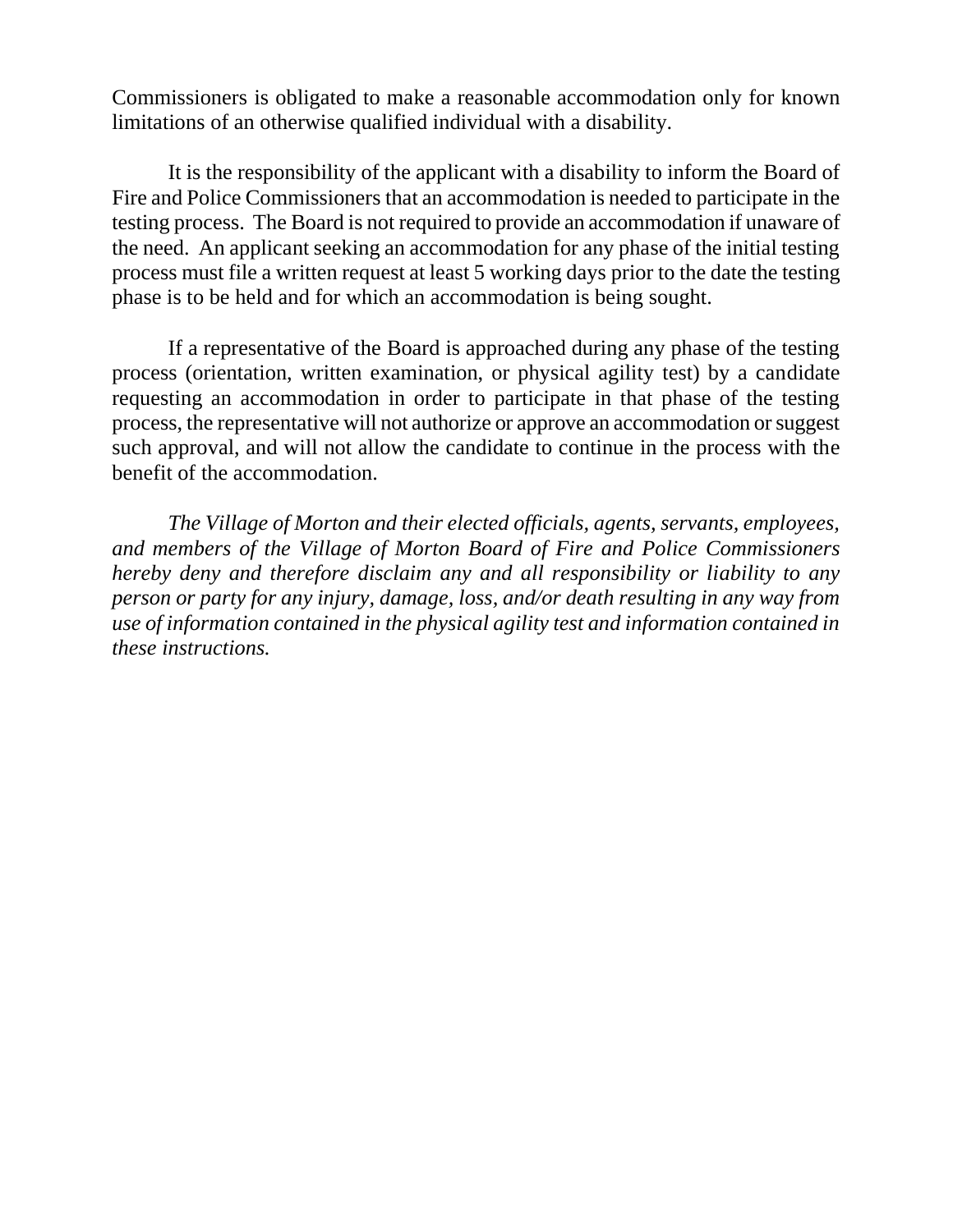Commissioners is obligated to make a reasonable accommodation only for known limitations of an otherwise qualified individual with a disability.

It is the responsibility of the applicant with a disability to inform the Board of Fire and Police Commissioners that an accommodation is needed to participate in the testing process. The Board is not required to provide an accommodation if unaware of the need. An applicant seeking an accommodation for any phase of the initial testing process must file a written request at least 5 working days prior to the date the testing phase is to be held and for which an accommodation is being sought.

If a representative of the Board is approached during any phase of the testing process (orientation, written examination, or physical agility test) by a candidate requesting an accommodation in order to participate in that phase of the testing process, the representative will not authorize or approve an accommodation or suggest such approval, and will not allow the candidate to continue in the process with the benefit of the accommodation.

*The Village of Morton and their elected officials, agents, servants, employees, and members of the Village of Morton Board of Fire and Police Commissioners hereby deny and therefore disclaim any and all responsibility or liability to any person or party for any injury, damage, loss, and/or death resulting in any way from use of information contained in the physical agility test and information contained in these instructions.*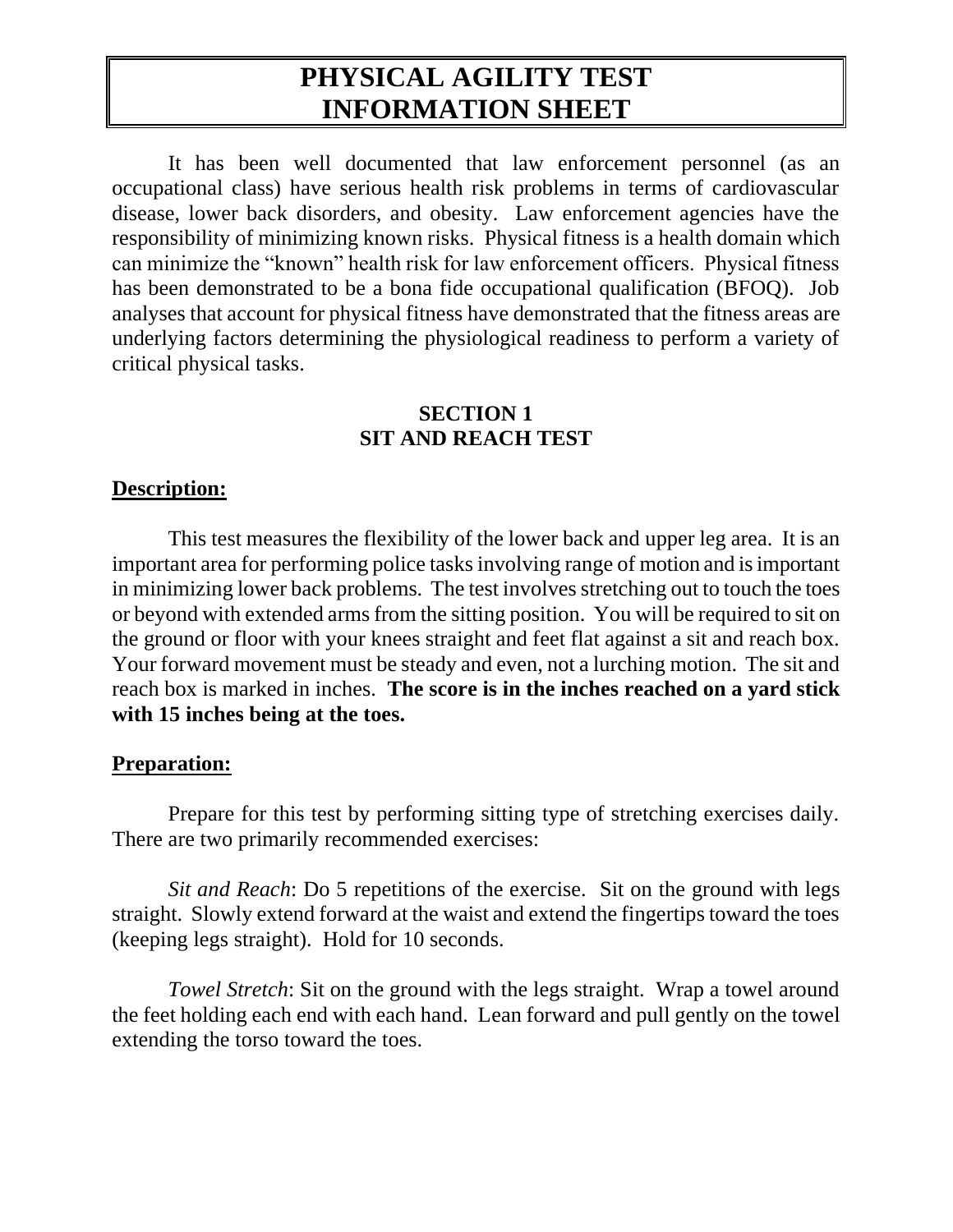# PHYSICAL AGILITY TEST INFORMATION SHEET

It has been well documented that law enforcement personnel (as an occupational class) have serious health risk problems in terms of cardiovascular disease, lower back disorders, and obesity. Law enforcement agencies have the responsibility of minimizing known risks. Physical fitness is a health domain which can minimize the "known" health risk for law enforcement officers. Physical fitness has been demonstrated to be a bona fide occupational qualification (BFOQ). Job analyses that account for physical fitness have demonstrated that the fitness areas are underlying factors determining the physiological readiness to perform a variety of critical physical tasks.

## SECTION 1
## SIT AND REACH TEST

**Description:**

This test measures the flexibility of the lower back and upper leg area. It is an important area for performing police tasks involving range of motion and is important in minimizing lower back problems. The test involves stretching out to touch the toes or beyond with extended arms from the sitting position. You will be required to sit on the ground or floor with your knees straight and feet flat against a sit and reach box. Your forward movement must be steady and even, not a lurching motion. The sit and reach box is marked in inches. **The score is in the inches reached on a yard stick with 15 inches being at the toes.**

**Preparation:**

Prepare for this test by performing sitting type of stretching exercises daily. There are two primarily recommended exercises:

*Sit and Reach*: Do 5 repetitions of the exercise. Sit on the ground with legs straight. Slowly extend forward at the waist and extend the fingertips toward the toes (keeping legs straight). Hold for 10 seconds.

*Towel Stretch*: Sit on the ground with the legs straight. Wrap a towel around the feet holding each end with each hand. Lean forward and pull gently on the towel extending the torso toward the toes.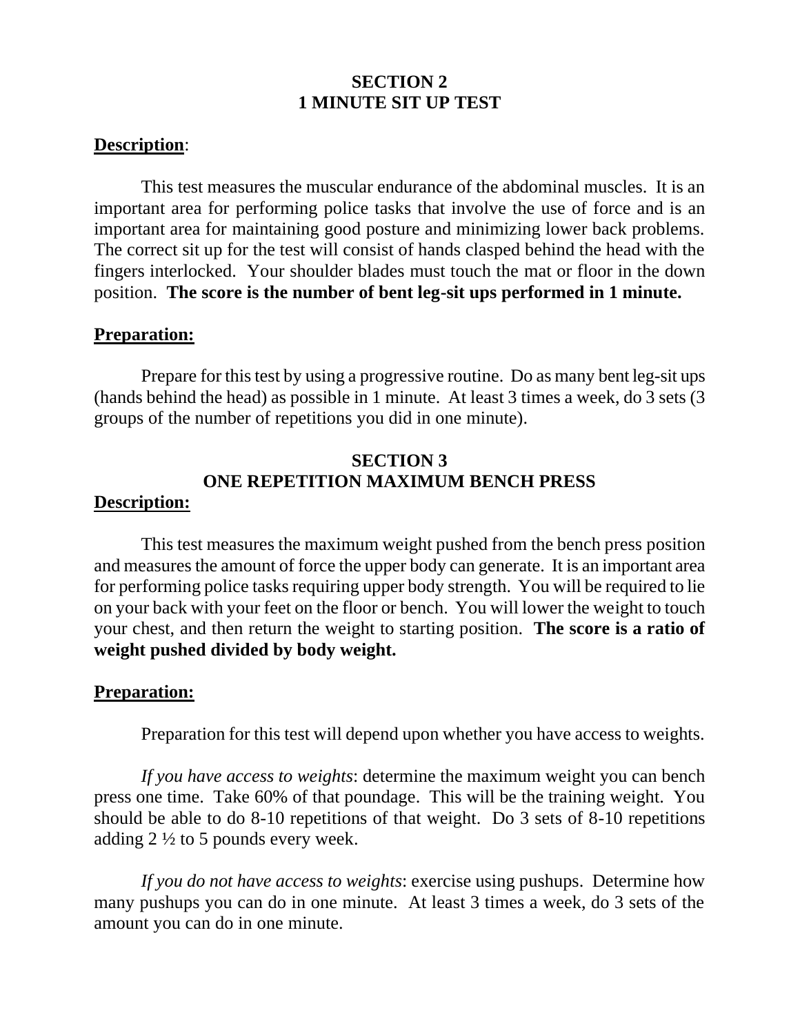## SECTION 2
## 1 MINUTE SIT UP TEST

**<u>Description</u>**:

This test measures the muscular endurance of the abdominal muscles. It is an important area for performing police tasks that involve the use of force and is an important area for maintaining good posture and minimizing lower back problems. The correct sit up for the test will consist of hands clasped behind the head with the fingers interlocked. Your shoulder blades must touch the mat or floor in the down position. **The score is the number of bent leg-sit ups performed in 1 minute.**

**<u>Preparation:</u>**

Prepare for this test by using a progressive routine. Do as many bent leg-sit ups (hands behind the head) as possible in 1 minute. At least 3 times a week, do 3 sets (3 groups of the number of repetitions you did in one minute).

## SECTION 3
## ONE REPETITION MAXIMUM BENCH PRESS

**<u>Description:</u>**

This test measures the maximum weight pushed from the bench press position and measures the amount of force the upper body can generate. It is an important area for performing police tasks requiring upper body strength. You will be required to lie on your back with your feet on the floor or bench. You will lower the weight to touch your chest, and then return the weight to starting position. **The score is a ratio of weight pushed divided by body weight.**

**<u>Preparation:</u>**

Preparation for this test will depend upon whether you have access to weights.

*If you have access to weights*: determine the maximum weight you can bench press one time. Take 60% of that poundage. This will be the training weight. You should be able to do 8-10 repetitions of that weight. Do 3 sets of 8-10 repetitions adding 2 ½ to 5 pounds every week.

*If you do not have access to weights*: exercise using pushups. Determine how many pushups you can do in one minute. At least 3 times a week, do 3 sets of the amount you can do in one minute.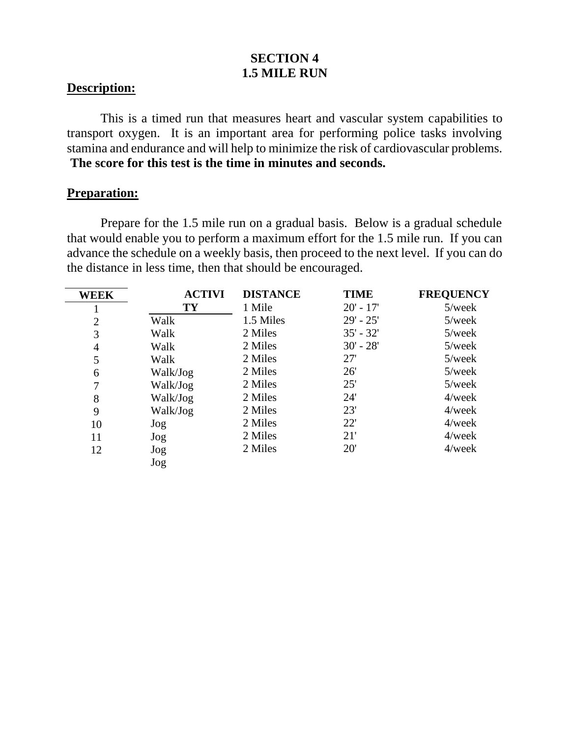# SECTION 4
# 1.5 MILE RUN

## Description:

This is a timed run that measures heart and vascular system capabilities to transport oxygen. It is an important area for performing police tasks involving stamina and endurance and will help to minimize the risk of cardiovascular problems. **The score for this test is the time in minutes and seconds.**

## Preparation:

Prepare for the 1.5 mile run on a gradual basis. Below is a gradual schedule that would enable you to perform a maximum effort for the 1.5 mile run. If you can advance the schedule on a weekly basis, then proceed to the next level. If you can do the distance in less time, then that should be encouraged.

| WEEK | ACTIVITY | DISTANCE | TIME | FREQUENCY |
|---|---|---|---|---|
| 1 | Walk | 1 Mile | 20' - 17' | 5/week |
| 2 | Walk | 1.5 Miles | 29' - 25' | 5/week |
| 3 | Walk | 2 Miles | 35' - 32' | 5/week |
| 4 | Walk | 2 Miles | 30' - 28' | 5/week |
| 5 | Walk/Jog | 2 Miles | 27' | 5/week |
| 6 | Walk/Jog | 2 Miles | 26' | 5/week |
| 7 | Walk/Jog | 2 Miles | 25' | 5/week |
| 8 | Walk/Jog | 2 Miles | 24' | 4/week |
| 9 | Jog | 2 Miles | 23' | 4/week |
| 10 | Jog | 2 Miles | 22' | 4/week |
| 11 | Jog | 2 Miles | 21' | 4/week |
| 12 | Jog | 2 Miles | 20' | 4/week |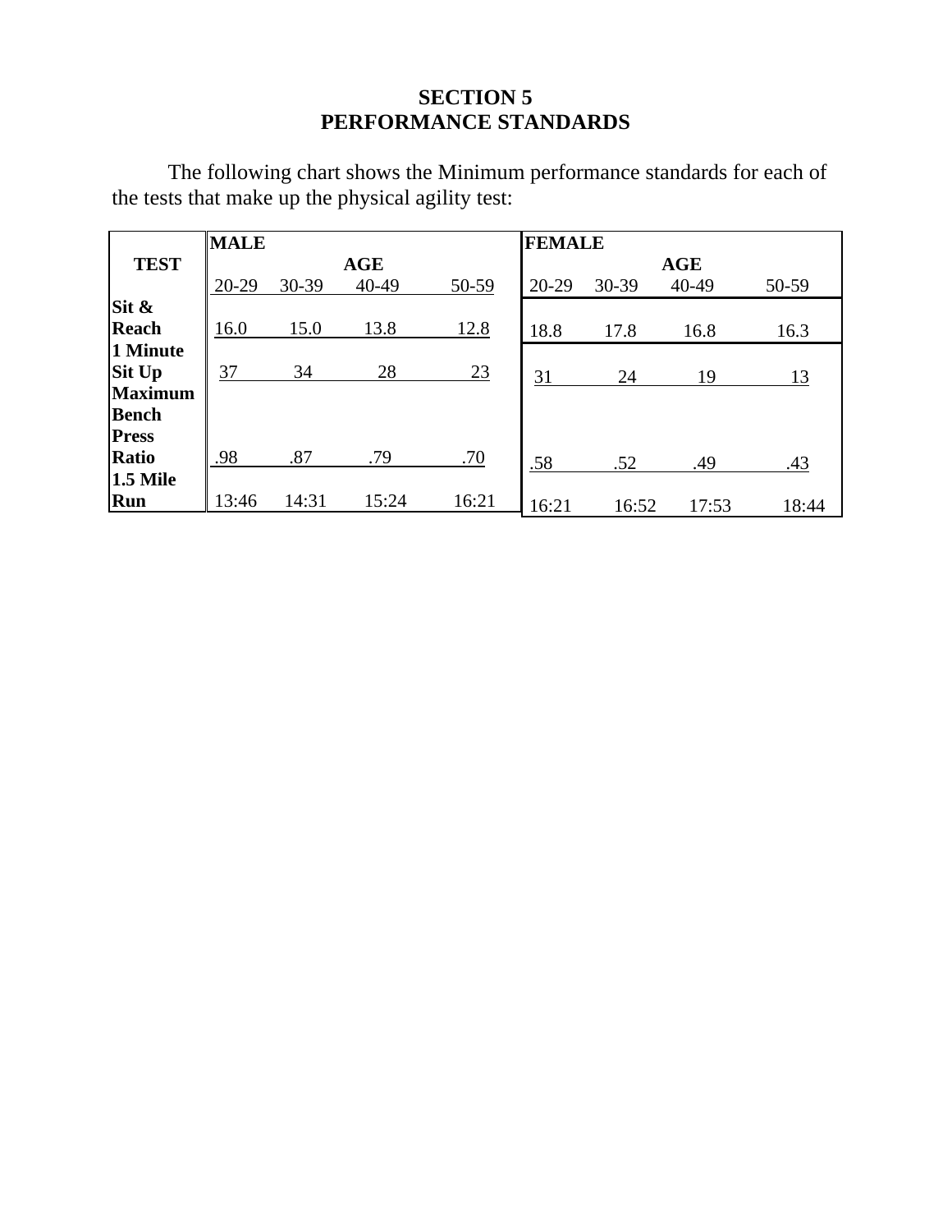# SECTION 5
# PERFORMANCE STANDARDS

The following chart shows the Minimum performance standards for each of the tests that make up the physical agility test:

| TEST | MALE | | | | FEMALE | | | |
|---|---|---|---|---|---|---|---|---|
| | AGE | | | | AGE | | | |
| | 20-29 | 30-39 | 40-49 | 50-59 | 20-29 | 30-39 | 40-49 | 50-59 |
| **Sit & Reach** | 16.0 | 15.0 | 13.8 | 12.8 | 18.8 | 17.8 | 16.8 | 16.3 |
| **1 Minute Sit Up** | 37 | 34 | 28 | 23 | 31 | 24 | 19 | 13 |
| **Maximum Bench Press Ratio** | .98 | .87 | .79 | .70 | .58 | .52 | .49 | .43 |
| **1.5 Mile Run** | 13:46 | 14:31 | 15:24 | 16:21 | 16:21 | 16:52 | 17:53 | 18:44 |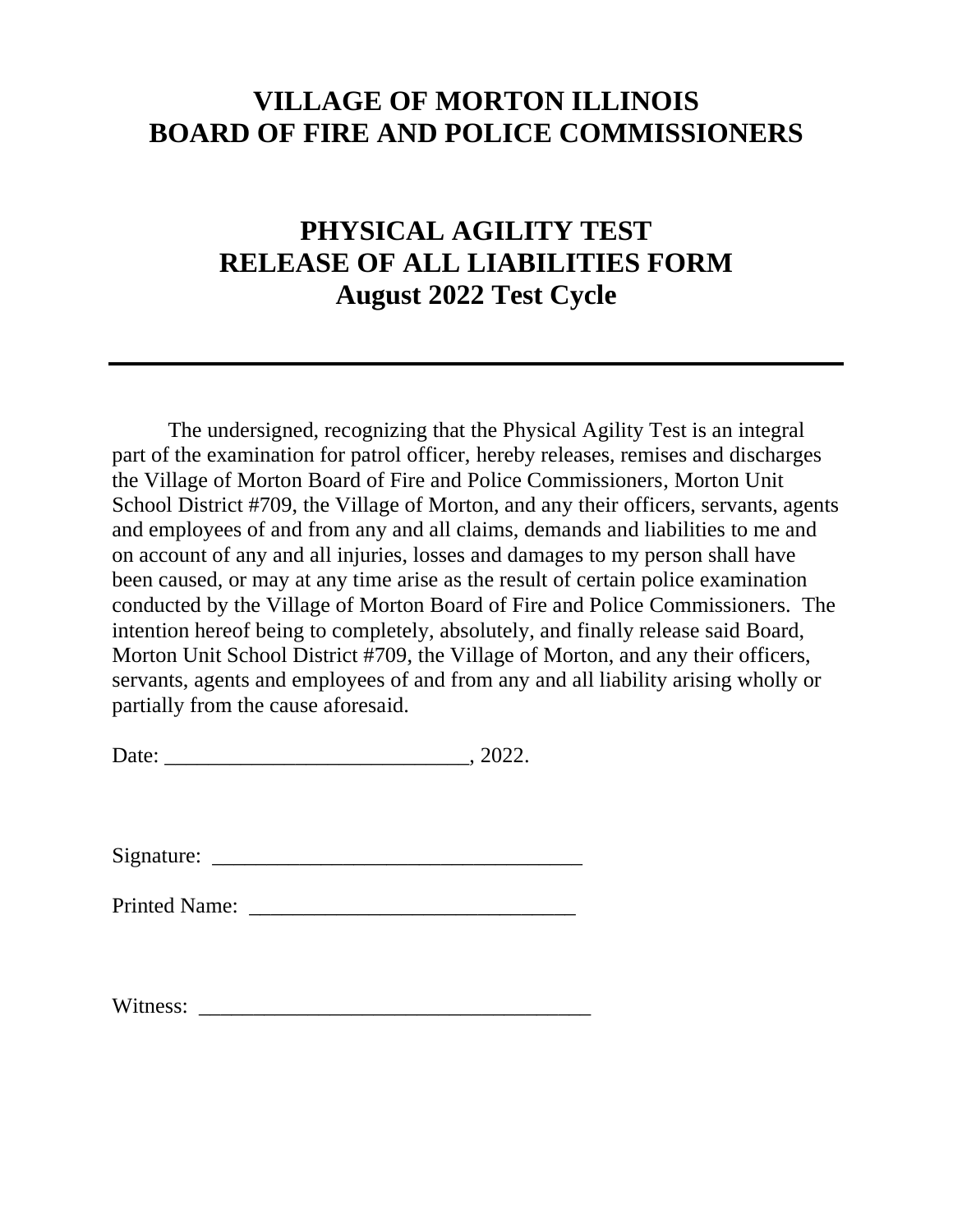# VILLAGE OF MORTON ILLINOIS
# BOARD OF FIRE AND POLICE COMMISSIONERS

## PHYSICAL AGILITY TEST
## RELEASE OF ALL LIABILITIES FORM
## August 2022 Test Cycle

---

The undersigned, recognizing that the Physical Agility Test is an integral part of the examination for patrol officer, hereby releases, remises and discharges the Village of Morton Board of Fire and Police Commissioners, Morton Unit School District #709, the Village of Morton, and any their officers, servants, agents and employees of and from any and all claims, demands and liabilities to me and on account of any and all injuries, losses and damages to my person shall have been caused, or may at any time arise as the result of certain police examination conducted by the Village of Morton Board of Fire and Police Commissioners. The intention hereof being to completely, absolutely, and finally release said Board, Morton Unit School District #709, the Village of Morton, and any their officers, servants, agents and employees of and from any and all liability arising wholly or partially from the cause aforesaid.

Date: ____________________________, 2022.

Signature: __________________________________

Printed Name: ______________________________

Witness: ____________________________________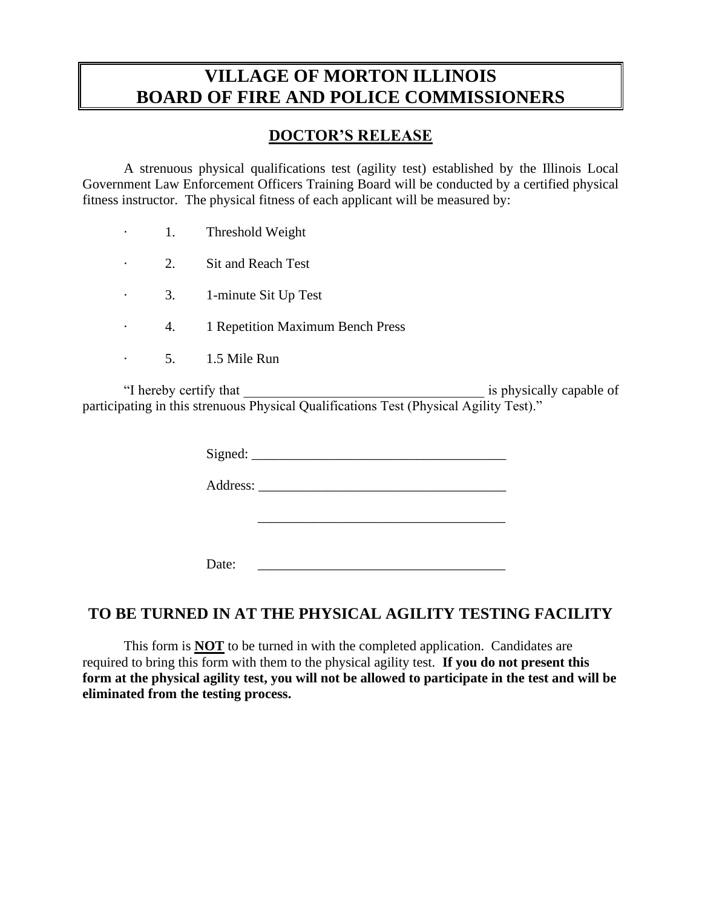# VILLAGE OF MORTON ILLINOIS
# BOARD OF FIRE AND POLICE COMMISSIONERS

## DOCTOR'S RELEASE

A strenuous physical qualifications test (agility test) established by the Illinois Local Government Law Enforcement Officers Training Board will be conducted by a certified physical fitness instructor. The physical fitness of each applicant will be measured by:

1. Threshold Weight
2. Sit and Reach Test
3. 1-minute Sit Up Test
4. 1 Repetition Maximum Bench Press
5. 1.5 Mile Run

"I hereby certify that ___________________________________ is physically capable of participating in this strenuous Physical Qualifications Test (Physical Agility Test)."

Signed: ____________________________________

Address: ____________________________________

____________________________________

Date: ____________________________________

## TO BE TURNED IN AT THE PHYSICAL AGILITY TESTING FACILITY

This form is **NOT** to be turned in with the completed application. Candidates are required to bring this form with them to the physical agility test. **If you do not present this form at the physical agility test, you will not be allowed to participate in the test and will be eliminated from the testing process.**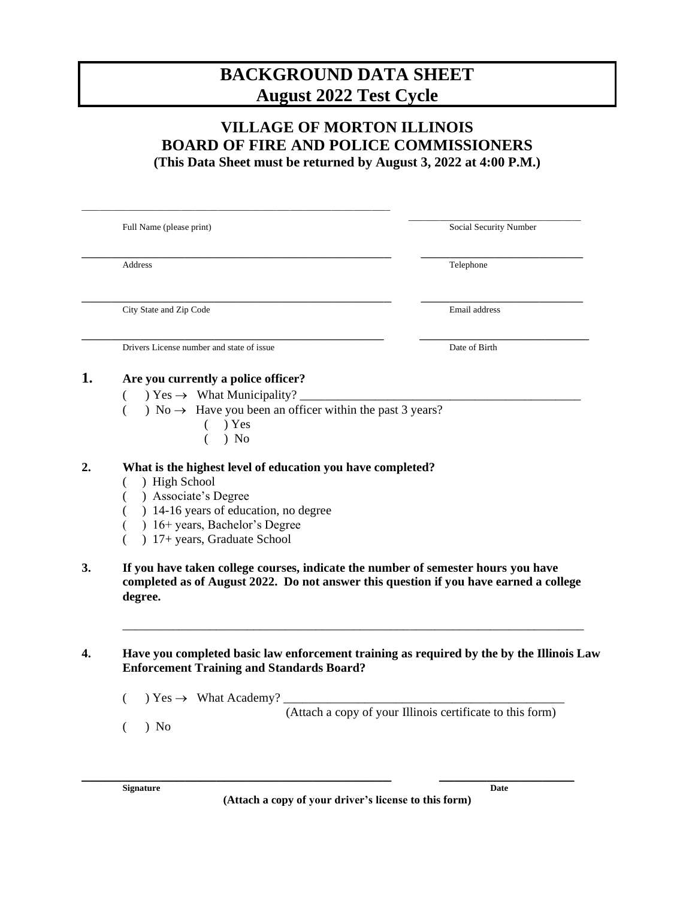# BACKGROUND DATA SHEET
# August 2022 Test Cycle

## VILLAGE OF MORTON ILLINOIS
## BOARD OF FIRE AND POLICE COMMISSIONERS

**(This Data Sheet must be returned by August 3, 2022 at 4:00 P.M.)**

________________________________________ ________________________________
Full Name (please print) Social Security Number

________________________________________ ________________________________
Address Telephone

________________________________________ ________________________________
City State and Zip Code Email address

________________________________________ ________________________________
Drivers License number and state of issue Date of Birth

**1. Are you currently a police officer?**

( ) Yes → What Municipality? ________________________________________

( ) No → Have you been an officer within the past 3 years?

( ) Yes

( ) No

**2. What is the highest level of education you have completed?**

( ) High School

( ) Associate's Degree

( ) 14-16 years of education, no degree

( ) 16+ years, Bachelor's Degree

( ) 17+ years, Graduate School

**3. If you have taken college courses, indicate the number of semester hours you have completed as of August 2022. Do not answer this question if you have earned a college degree.**

________________________________________________________________________

**4. Have you completed basic law enforcement training as required by the by the Illinois Law Enforcement Training and Standards Board?**

( ) Yes → What Academy? ________________________________________

(Attach a copy of your Illinois certificate to this form)

( ) No

________________________________________ ____________________
**Signature** **Date**

**(Attach a copy of your driver's license to this form)**